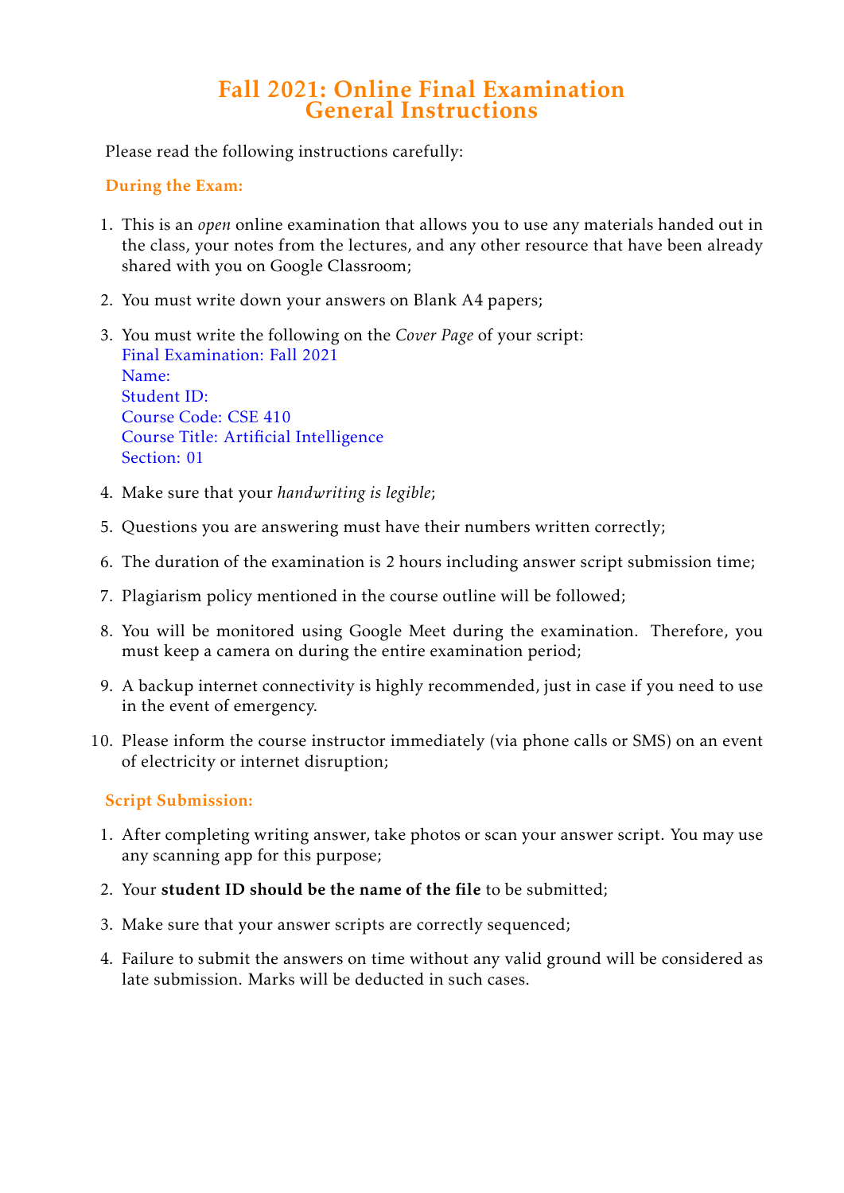# Fall 2021: Online Final Examination
# General Instructions

Please read the following instructions carefully:

### During the Exam:

1. This is an *open* online examination that allows you to use any materials handed out in the class, your notes from the lectures, and any other resource that have been already shared with you on Google Classroom;
2. You must write down your answers on Blank A4 papers;
3. You must write the following on the *Cover Page* of your script:
   Final Examination: Fall 2021
   Name:
   Student ID:
   Course Code: CSE 410
   Course Title: Artificial Intelligence
   Section: 01
4. Make sure that your *handwriting is legible*;
5. Questions you are answering must have their numbers written correctly;
6. The duration of the examination is 2 hours including answer script submission time;
7. Plagiarism policy mentioned in the course outline will be followed;
8. You will be monitored using Google Meet during the examination. Therefore, you must keep a camera on during the entire examination period;
9. A backup internet connectivity is highly recommended, just in case if you need to use in the event of emergency.
10. Please inform the course instructor immediately (via phone calls or SMS) on an event of electricity or internet disruption;

### Script Submission:

1. After completing writing answer, take photos or scan your answer script. You may use any scanning app for this purpose;
2. Your **student ID should be the name of the file** to be submitted;
3. Make sure that your answer scripts are correctly sequenced;
4. Failure to submit the answers on time without any valid ground will be considered as late submission. Marks will be deducted in such cases.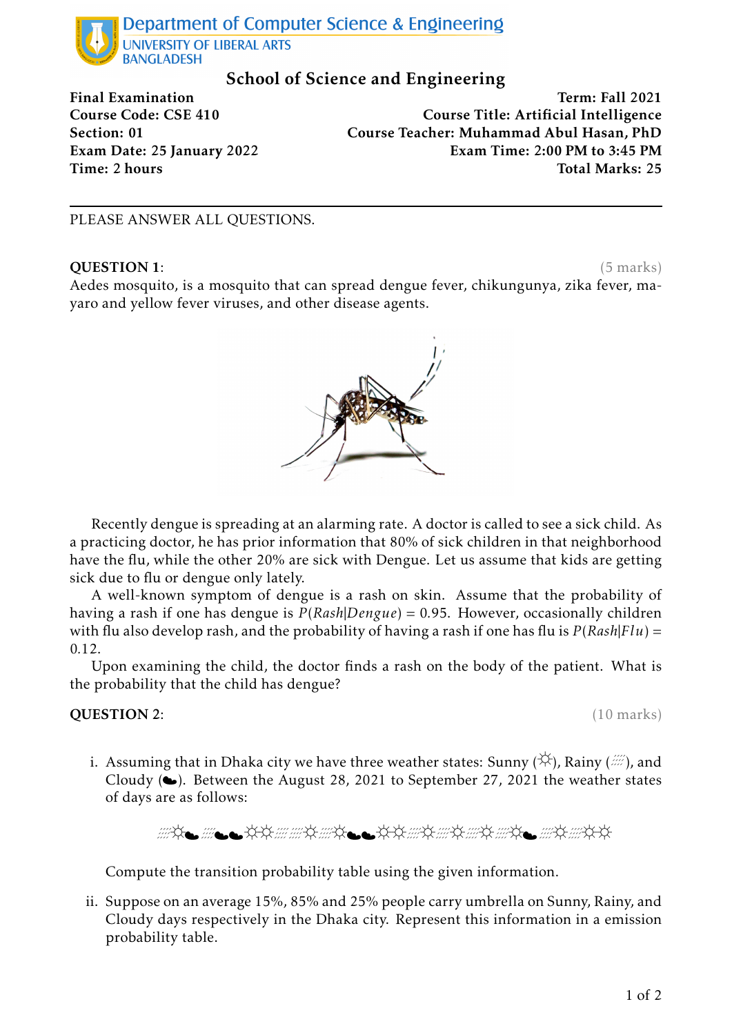## School of Science and Engineering

**Final Examination** | **Term: Fall 2021**
**Course Code: CSE 410** | **Course Title: Artificial Intelligence**
**Section: 01** | **Course Teacher: Muhammad Abul Hasan, PhD**
**Exam Date: 25 January 2022** | **Exam Time: 2:00 PM to 3:45 PM**
**Time: 2 hours** | **Total Marks: 25**

---

PLEASE ANSWER ALL QUESTIONS.

**QUESTION 1**: (5 marks)

Aedes mosquito, is a mosquito that can spread dengue fever, chikungunya, zika fever, mayaro and yellow fever viruses, and other disease agents.

Recently dengue is spreading at an alarming rate. A doctor is called to see a sick child. As a practicing doctor, he has prior information that 80% of sick children in that neighborhood have the flu, while the other 20% are sick with Dengue. Let us assume that kids are getting sick due to flu or dengue only lately.

A well-known symptom of dengue is a rash on skin. Assume that the probability of having a rash if one has dengue is $P(Rash|Dengue) = 0.95$. However, occasionally children with flu also develop rash, and the probability of having a rash if one has flu is $P(Rash|Flu) = 0.12$.

Upon examining the child, the doctor finds a rash on the body of the patient. What is the probability that the child has dengue?

**QUESTION 2**: (10 marks)

i. Assuming that in Dhaka city we have three weather states: Sunny (☼), Rainy (⛆), and Cloudy (☁). Between the August 28, 2021 to September 27, 2021 the weather states of days are as follows:

⛆☼☁ ⛆☁☁☼☼⛆ ⛆☼⛆☼☁☁☼☼⛆☼⛆☼⛆☼⛆☼☁ ⛆☼⛆☼☼

Compute the transition probability table using the given information.

ii. Suppose on an average 15%, 85% and 25% people carry umbrella on Sunny, Rainy, and Cloudy days respectively in the Dhaka city. Represent this information in a emission probability table.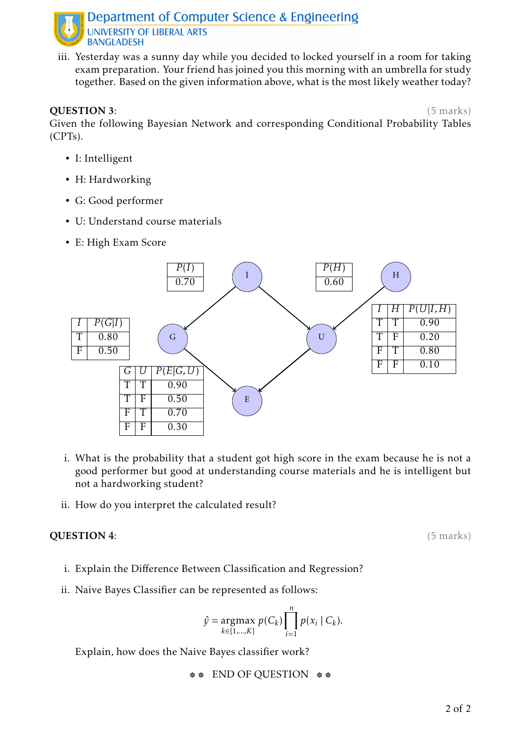iii. Yesterday was a sunny day while you decided to locked yourself in a room for taking exam preparation. Your friend has joined you this morning with an umbrella for study together. Based on the given information above, what is the most likely weather today?

**QUESTION 3**: (5 marks)

Given the following Bayesian Network and corresponding Conditional Probability Tables (CPTs).

- I: Intelligent
- H: Hardworking
- G: Good performer
- U: Understand course materials
- E: High Exam Score

| $P(I)$ |
|---|
| 0.70 |

| $P(H)$ |
|---|
| 0.60 |

| $I$ | $P(G\|I)$ |
|---|---|
| T | 0.80 |
| F | 0.50 |

| $I$ | $H$ | $P(U\|I,H)$ |
|---|---|---|
| T | T | 0.90 |
| T | F | 0.20 |
| F | T | 0.80 |
| F | F | 0.10 |

| $G$ | $U$ | $P(E\|G,U)$ |
|---|---|---|
| T | T | 0.90 |
| T | F | 0.50 |
| F | T | 0.70 |
| F | F | 0.30 |

I → G, I → U, H → U, G → E, U → E

i. What is the probability that a student got high score in the exam because he is not a good performer but good at understanding course materials and he is intelligent but not a hardworking student?

ii. How do you interpret the calculated result?

**QUESTION 4**: (5 marks)

i. Explain the Difference Between Classification and Regression?

ii. Naive Bayes Classifier can be represented as follows:

$$\hat{y} = \underset{k \in \{1,\ldots,K\}}{\operatorname{argmax}}\, p(C_k) \prod_{i=1}^{n} p(x_i \mid C_k).$$

Explain, how does the Naive Bayes classifier work?

❊❊ END OF QUESTION ❊❊